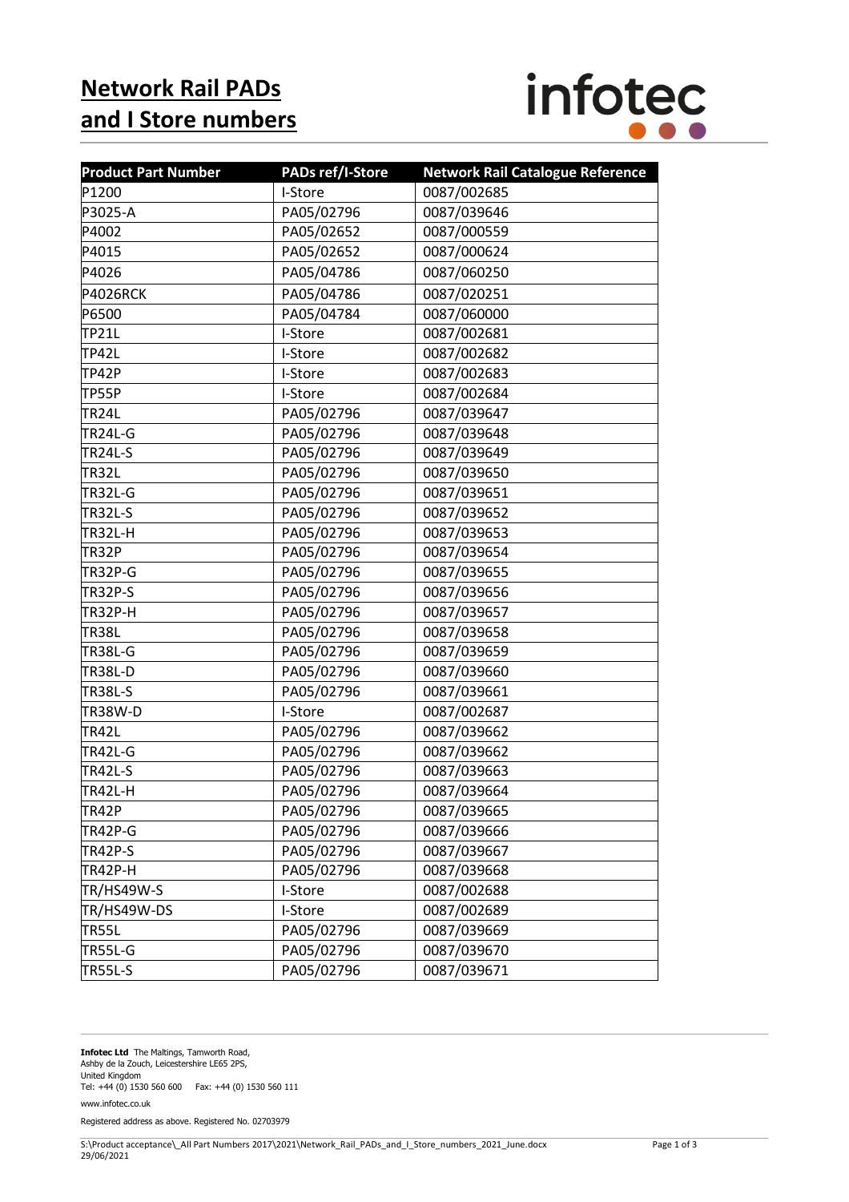# Network Rail PADs and I Store numbers

infotec

| Product Part Number | PADs ref/I-Store | Network Rail Catalogue Reference |
|---|---|---|
| P1200 | I-Store | 0087/002685 |
| P3025-A | PA05/02796 | 0087/039646 |
| P4002 | PA05/02652 | 0087/000559 |
| P4015 | PA05/02652 | 0087/000624 |
| P4026 | PA05/04786 | 0087/060250 |
| P4026RCK | PA05/04786 | 0087/020251 |
| P6500 | PA05/04784 | 0087/060000 |
| TP21L | I-Store | 0087/002681 |
| TP42L | I-Store | 0087/002682 |
| TP42P | I-Store | 0087/002683 |
| TP55P | I-Store | 0087/002684 |
| TR24L | PA05/02796 | 0087/039647 |
| TR24L-G | PA05/02796 | 0087/039648 |
| TR24L-S | PA05/02796 | 0087/039649 |
| TR32L | PA05/02796 | 0087/039650 |
| TR32L-G | PA05/02796 | 0087/039651 |
| TR32L-S | PA05/02796 | 0087/039652 |
| TR32L-H | PA05/02796 | 0087/039653 |
| TR32P | PA05/02796 | 0087/039654 |
| TR32P-G | PA05/02796 | 0087/039655 |
| TR32P-S | PA05/02796 | 0087/039656 |
| TR32P-H | PA05/02796 | 0087/039657 |
| TR38L | PA05/02796 | 0087/039658 |
| TR38L-G | PA05/02796 | 0087/039659 |
| TR38L-D | PA05/02796 | 0087/039660 |
| TR38L-S | PA05/02796 | 0087/039661 |
| TR38W-D | I-Store | 0087/002687 |
| TR42L | PA05/02796 | 0087/039662 |
| TR42L-G | PA05/02796 | 0087/039662 |
| TR42L-S | PA05/02796 | 0087/039663 |
| TR42L-H | PA05/02796 | 0087/039664 |
| TR42P | PA05/02796 | 0087/039665 |
| TR42P-G | PA05/02796 | 0087/039666 |
| TR42P-S | PA05/02796 | 0087/039667 |
| TR42P-H | PA05/02796 | 0087/039668 |
| TR/HS49W-S | I-Store | 0087/002688 |
| TR/HS49W-DS | I-Store | 0087/002689 |
| TR55L | PA05/02796 | 0087/039669 |
| TR55L-G | PA05/02796 | 0087/039670 |
| TR55L-S | PA05/02796 | 0087/039671 |

**Infotec Ltd** The Maltings, Tamworth Road, Ashby de la Zouch, Leicestershire LE65 2PS, United Kingdom
Tel: +44 (0) 1530 560 600 Fax: +44 (0) 1530 560 111

www.infotec.co.uk

Registered address as above. Registered No. 02703979

S:\Product acceptance\_All Part Numbers 2017\2021\Network_Rail_PADs_and_I_Store_numbers_2021_June.docx
29/06/2021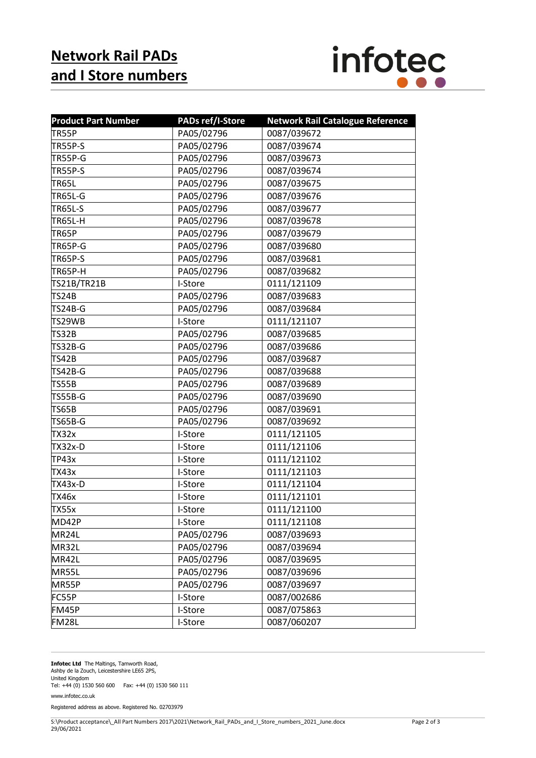# Network Rail PADs and I Store numbers

| Product Part Number | PADs ref/I-Store | Network Rail Catalogue Reference |
|---|---|---|
| TR55P | PA05/02796 | 0087/039672 |
| TR55P-S | PA05/02796 | 0087/039674 |
| TR55P-G | PA05/02796 | 0087/039673 |
| TR55P-S | PA05/02796 | 0087/039674 |
| TR65L | PA05/02796 | 0087/039675 |
| TR65L-G | PA05/02796 | 0087/039676 |
| TR65L-S | PA05/02796 | 0087/039677 |
| TR65L-H | PA05/02796 | 0087/039678 |
| TR65P | PA05/02796 | 0087/039679 |
| TR65P-G | PA05/02796 | 0087/039680 |
| TR65P-S | PA05/02796 | 0087/039681 |
| TR65P-H | PA05/02796 | 0087/039682 |
| TS21B/TR21B | I-Store | 0111/121109 |
| TS24B | PA05/02796 | 0087/039683 |
| TS24B-G | PA05/02796 | 0087/039684 |
| TS29WB | I-Store | 0111/121107 |
| TS32B | PA05/02796 | 0087/039685 |
| TS32B-G | PA05/02796 | 0087/039686 |
| TS42B | PA05/02796 | 0087/039687 |
| TS42B-G | PA05/02796 | 0087/039688 |
| TS55B | PA05/02796 | 0087/039689 |
| TS55B-G | PA05/02796 | 0087/039690 |
| TS65B | PA05/02796 | 0087/039691 |
| TS65B-G | PA05/02796 | 0087/039692 |
| TX32x | I-Store | 0111/121105 |
| TX32x-D | I-Store | 0111/121106 |
| TP43x | I-Store | 0111/121102 |
| TX43x | I-Store | 0111/121103 |
| TX43x-D | I-Store | 0111/121104 |
| TX46x | I-Store | 0111/121101 |
| TX55x | I-Store | 0111/121100 |
| MD42P | I-Store | 0111/121108 |
| MR24L | PA05/02796 | 0087/039693 |
| MR32L | PA05/02796 | 0087/039694 |
| MR42L | PA05/02796 | 0087/039695 |
| MR55L | PA05/02796 | 0087/039696 |
| MR55P | PA05/02796 | 0087/039697 |
| FC55P | I-Store | 0087/002686 |
| FM45P | I-Store | 0087/075863 |
| FM28L | I-Store | 0087/060207 |

**Infotec Ltd** The Maltings, Tamworth Road,
Ashby de la Zouch, Leicestershire LE65 2PS,
United Kingdom
Tel: +44 (0) 1530 560 600 Fax: +44 (0) 1530 560 111

www.infotec.co.uk

Registered address as above. Registered No. 02703979

S:\Product acceptance\_All Part Numbers 2017\2021\Network_Rail_PADs_and_I_Store_numbers_2021_June.docx
29/06/2021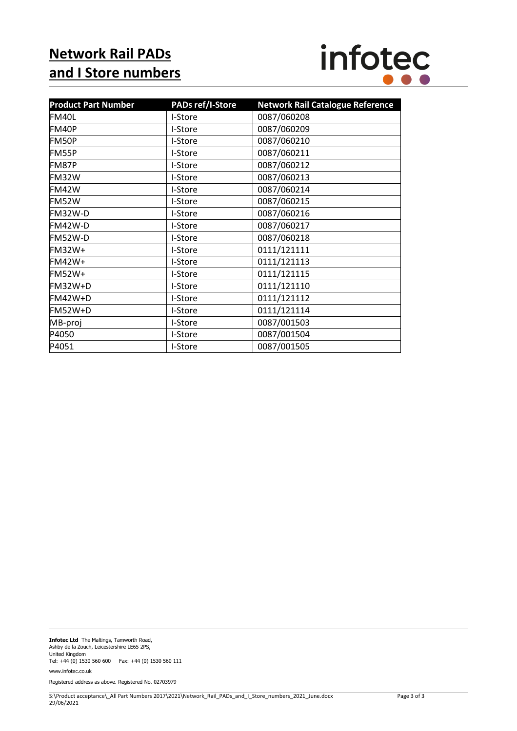# Network Rail PADs and I Store numbers

infotec

| Product Part Number | PADs ref/I-Store | Network Rail Catalogue Reference |
|---|---|---|
| FM40L | I-Store | 0087/060208 |
| FM40P | I-Store | 0087/060209 |
| FM50P | I-Store | 0087/060210 |
| FM55P | I-Store | 0087/060211 |
| FM87P | I-Store | 0087/060212 |
| FM32W | I-Store | 0087/060213 |
| FM42W | I-Store | 0087/060214 |
| FM52W | I-Store | 0087/060215 |
| FM32W-D | I-Store | 0087/060216 |
| FM42W-D | I-Store | 0087/060217 |
| FM52W-D | I-Store | 0087/060218 |
| FM32W+ | I-Store | 0111/121111 |
| FM42W+ | I-Store | 0111/121113 |
| FM52W+ | I-Store | 0111/121115 |
| FM32W+D | I-Store | 0111/121110 |
| FM42W+D | I-Store | 0111/121112 |
| FM52W+D | I-Store | 0111/121114 |
| MB-proj | I-Store | 0087/001503 |
| P4050 | I-Store | 0087/001504 |
| P4051 | I-Store | 0087/001505 |

**Infotec Ltd** The Maltings, Tamworth Road,
Ashby de la Zouch, Leicestershire LE65 2PS,
United Kingdom
Tel: +44 (0) 1530 560 600 Fax: +44 (0) 1530 560 111

www.infotec.co.uk

Registered address as above. Registered No. 02703979

S:\Product acceptance\_All Part Numbers 2017\2021\Network_Rail_PADs_and_I_Store_numbers_2021_June.docx
29/06/2021